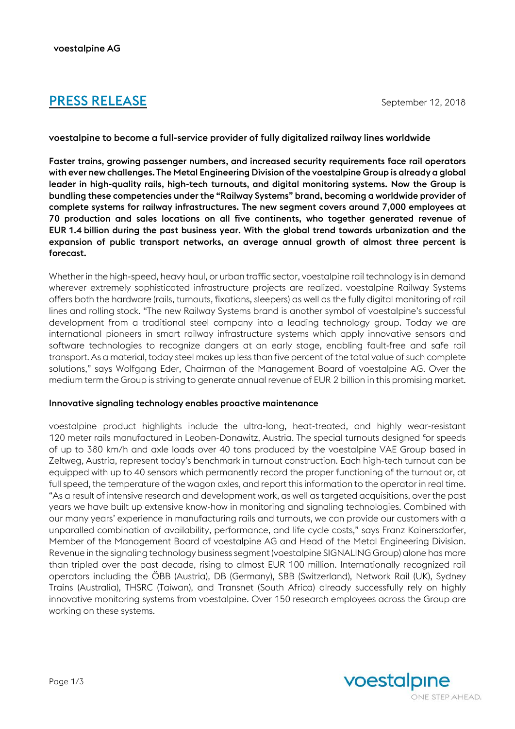voestalpine AG

# PRESS RELEASE

September 12, 2018

**voestalpine to become a full-service provider of fully digitalized railway lines worldwide**

**Faster trains, growing passenger numbers, and increased security requirements face rail operators with ever new challenges. The Metal Engineering Division of the voestalpine Group is already a global leader in high-quality rails, high-tech turnouts, and digital monitoring systems. Now the Group is bundling these competencies under the "Railway Systems" brand, becoming a worldwide provider of complete systems for railway infrastructures. The new segment covers around 7,000 employees at 70 production and sales locations on all five continents, who together generated revenue of EUR 1.4 billion during the past business year. With the global trend towards urbanization and the expansion of public transport networks, an average annual growth of almost three percent is forecast.**

Whether in the high-speed, heavy haul, or urban traffic sector, voestalpine rail technology is in demand wherever extremely sophisticated infrastructure projects are realized. voestalpine Railway Systems offers both the hardware (rails, turnouts, fixations, sleepers) as well as the fully digital monitoring of rail lines and rolling stock. "The new Railway Systems brand is another symbol of voestalpine's successful development from a traditional steel company into a leading technology group. Today we are international pioneers in smart railway infrastructure systems which apply innovative sensors and software technologies to recognize dangers at an early stage, enabling fault-free and safe rail transport. As a material, today steel makes up less than five percent of the total value of such complete solutions," says Wolfgang Eder, Chairman of the Management Board of voestalpine AG. Over the medium term the Group is striving to generate annual revenue of EUR 2 billion in this promising market.

**Innovative signaling technology enables proactive maintenance**

voestalpine product highlights include the ultra-long, heat-treated, and highly wear-resistant 120 meter rails manufactured in Leoben-Donawitz, Austria. The special turnouts designed for speeds of up to 380 km/h and axle loads over 40 tons produced by the voestalpine VAE Group based in Zeltweg, Austria, represent today's benchmark in turnout construction. Each high-tech turnout can be equipped with up to 40 sensors which permanently record the proper functioning of the turnout or, at full speed, the temperature of the wagon axles, and report this information to the operator in real time. "As a result of intensive research and development work, as well as targeted acquisitions, over the past years we have built up extensive know-how in monitoring and signaling technologies. Combined with our many years' experience in manufacturing rails and turnouts, we can provide our customers with a unparalled combination of availability, performance, and life cycle costs," says Franz Kainersdorfer, Member of the Management Board of voestalpine AG and Head of the Metal Engineering Division. Revenue in the signaling technology business segment (voestalpine SIGNALING Group) alone has more than tripled over the past decade, rising to almost EUR 100 million. Internationally recognized rail operators including the ÖBB (Austria), DB (Germany), SBB (Switzerland), Network Rail (UK), Sydney Trains (Australia), THSRC (Taiwan), and Transnet (South Africa) already successfully rely on highly innovative monitoring systems from voestalpine. Over 150 research employees across the Group are working on these systems.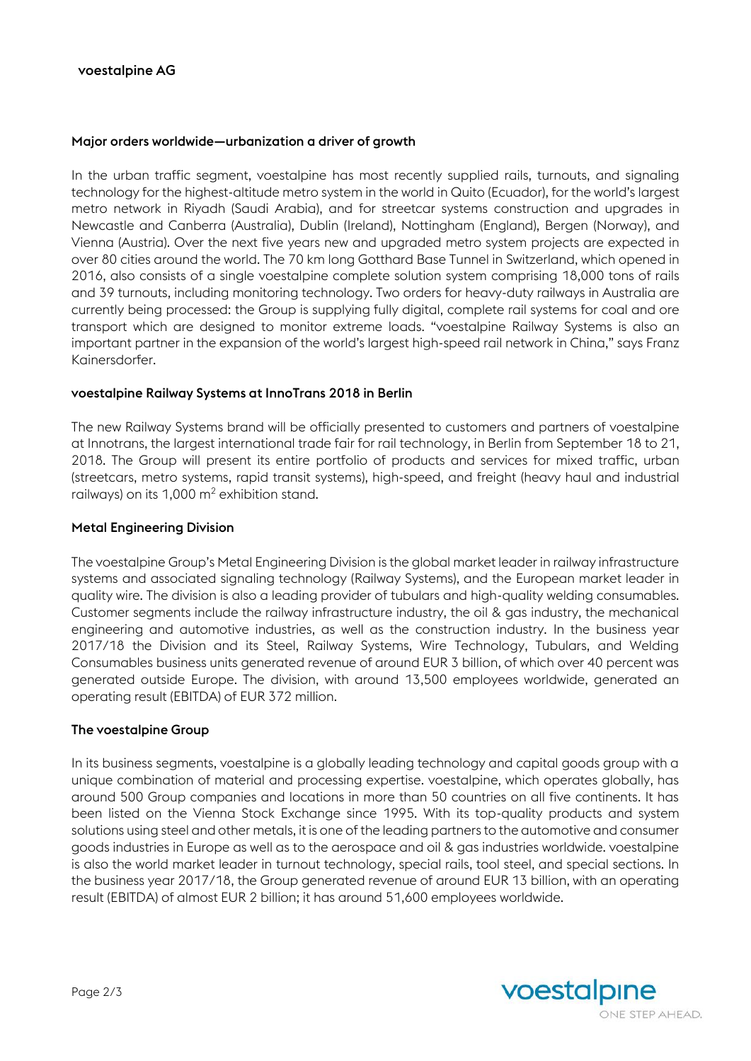## Major orders worldwide—urbanization a driver of growth

In the urban traffic segment, voestalpine has most recently supplied rails, turnouts, and signaling technology for the highest-altitude metro system in the world in Quito (Ecuador), for the world's largest metro network in Riyadh (Saudi Arabia), and for streetcar systems construction and upgrades in Newcastle and Canberra (Australia), Dublin (Ireland), Nottingham (England), Bergen (Norway), and Vienna (Austria). Over the next five years new and upgraded metro system projects are expected in over 80 cities around the world. The 70 km long Gotthard Base Tunnel in Switzerland, which opened in 2016, also consists of a single voestalpine complete solution system comprising 18,000 tons of rails and 39 turnouts, including monitoring technology. Two orders for heavy-duty railways in Australia are currently being processed: the Group is supplying fully digital, complete rail systems for coal and ore transport which are designed to monitor extreme loads. "voestalpine Railway Systems is also an important partner in the expansion of the world's largest high-speed rail network in China," says Franz Kainersdorfer.

## voestalpine Railway Systems at InnoTrans 2018 in Berlin

The new Railway Systems brand will be officially presented to customers and partners of voestalpine at Innotrans, the largest international trade fair for rail technology, in Berlin from September 18 to 21, 2018. The Group will present its entire portfolio of products and services for mixed traffic, urban (streetcars, metro systems, rapid transit systems), high-speed, and freight (heavy haul and industrial railways) on its 1,000 m² exhibition stand.

## Metal Engineering Division

The voestalpine Group's Metal Engineering Division is the global market leader in railway infrastructure systems and associated signaling technology (Railway Systems), and the European market leader in quality wire. The division is also a leading provider of tubulars and high-quality welding consumables. Customer segments include the railway infrastructure industry, the oil & gas industry, the mechanical engineering and automotive industries, as well as the construction industry. In the business year 2017/18 the Division and its Steel, Railway Systems, Wire Technology, Tubulars, and Welding Consumables business units generated revenue of around EUR 3 billion, of which over 40 percent was generated outside Europe. The division, with around 13,500 employees worldwide, generated an operating result (EBITDA) of EUR 372 million.

## The voestalpine Group

In its business segments, voestalpine is a globally leading technology and capital goods group with a unique combination of material and processing expertise. voestalpine, which operates globally, has around 500 Group companies and locations in more than 50 countries on all five continents. It has been listed on the Vienna Stock Exchange since 1995. With its top-quality products and system solutions using steel and other metals, it is one of the leading partners to the automotive and consumer goods industries in Europe as well as to the aerospace and oil & gas industries worldwide. voestalpine is also the world market leader in turnout technology, special rails, tool steel, and special sections. In the business year 2017/18, the Group generated revenue of around EUR 13 billion, with an operating result (EBITDA) of almost EUR 2 billion; it has around 51,600 employees worldwide.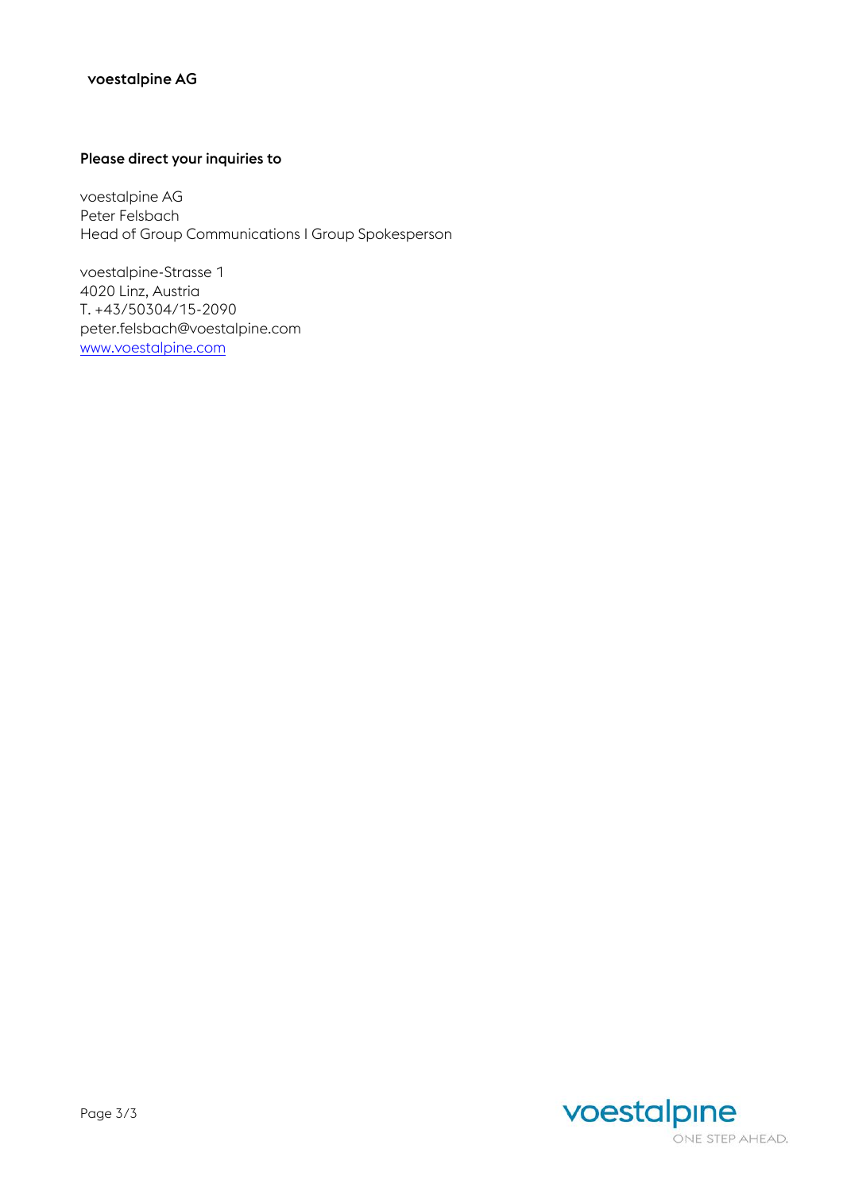voestalpine AG

**Please direct your inquiries to**

voestalpine AG
Peter Felsbach
Head of Group Communications I Group Spokesperson

voestalpine-Strasse 1
4020 Linz, Austria
T. +43/50304/15-2090
peter.felsbach@voestalpine.com
www.voestalpine.com